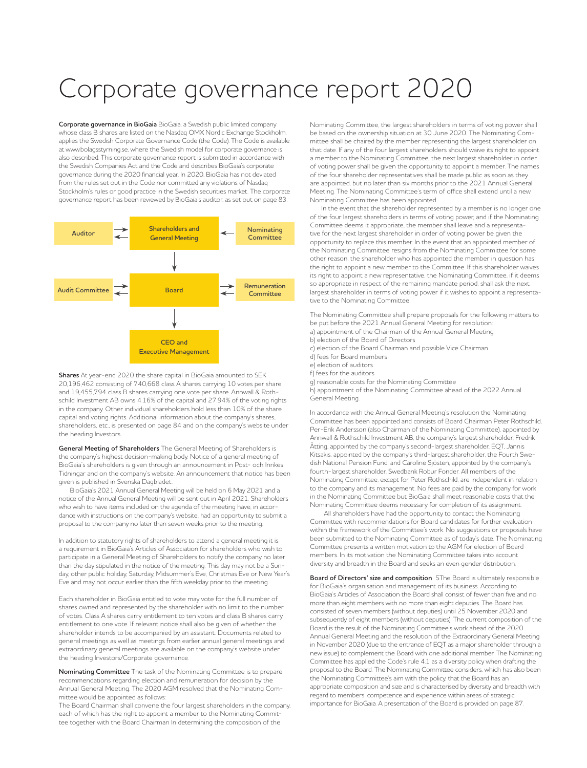# Corporate governance report 2020

**Corporate governance in BioGaia** BioGaia, a Swedish public limited company whose class B shares are listed on the Nasdaq OMX Nordic Exchange Stockholm, applies the Swedish Corporate Governance Code (the Code). The Code is available at www.bolagsstyrning.se, where the Swedish model for corporate governance is also described. This corporate governance report is submitted in accordance with the Swedish Companies Act and the Code and describes BioGaia's corporate governance during the 2020 financial year. In 2020, BioGaia has not deviated from the rules set out in the Code nor committed any violations of Nasdaq Stockholm's rules or good practice in the Swedish securities market. The corporate governance report has been reviewed by BioGaia's auditor, as set out on page 83.

Auditor ⇄ Shareholders and General Meeting ← Nominating Committee

Shareholders and General Meeting → Board

Audit Committee ⇄ Board ⇄ Remuneration Committee

Board → CEO and Executive Management

**Shares** At year-end 2020 the share capital in BioGaia amounted to SEK 20,196,462 consisting of 740,668 class A shares carrying 10 votes per share and 19,455,794 class B shares carrying one vote per share. Annwall & Rothschild Investment AB owns 4.16% of the capital and 27.94% of the voting rights in the company. Other individual shareholders hold less than 10% of the share capital and voting rights. Additional information about the company's shares, shareholders, etc., is presented on page 84 and on the company's website under the heading Investors.

**General Meeting of Shareholders** The General Meeting of Shareholders is the company's highest decision-making body. Notice of a general meeting of BioGaia's shareholders is given through an announcement in Post- och Inrikes Tidningar and on the company's website. An announcement that notice has been given is published in Svenska Dagbladet.

BioGaia's 2021 Annual General Meeting will be held on 6 May 2021 and a notice of the Annual General Meeting will be sent out in April 2021. Shareholders who wish to have items included on the agenda of the meeting have, in accordance with instructions on the company's website, had an opportunity to submit a proposal to the company no later than seven weeks prior to the meeting.

In addition to statutory rights of shareholders to attend a general meeting it is a requirement in BioGaia's Articles of Association for shareholders who wish to participate in a General Meeting of Shareholders to notify the company no later than the day stipulated in the notice of the meeting. This day may not be a Sunday, other public holiday, Saturday, Midsummer's Eve, Christmas Eve or New Year's Eve and may not occur earlier than the fifth weekday prior to the meeting.

Each shareholder in BioGaia entitled to vote may vote for the full number of shares owned and represented by the shareholder with no limit to the number of votes. Class A shares carry entitlement to ten votes and class B shares carry entitlement to one vote. If relevant notice shall also be given of whether the shareholder intends to be accompanied by an assistant. Documents related to general meetings as well as meetings from earlier annual general meetings and extraordinary general meetings are available on the company's website under the heading Investors/Corporate governance.

**Nominating Committee** The task of the Nominating Committee is to prepare recommendations regarding election and remuneration for decision by the Annual General Meeting. The 2020 AGM resolved that the Nominating Committee would be appointed as follows:

The Board Chairman shall convene the four largest shareholders in the company, each of which has the right to appoint a member to the Nominating Committee together with the Board Chairman. In determining the composition of the Nominating Committee, the largest shareholders in terms of voting power shall be based on the ownership situation at 30 June 2020. The Nominating Committee shall be chaired by the member representing the largest shareholder on that date. If any of the four largest shareholders should waive its right to appoint a member to the Nominating Committee, the next largest shareholder in order of voting power shall be given the opportunity to appoint a member. The names of the four shareholder representatives shall be made public as soon as they are appointed, but no later than six months prior to the 2021 Annual General Meeting. The Nominating Committee's term of office shall extend until a new Nominating Committee has been appointed.

In the event that the shareholder represented by a member is no longer one of the four largest shareholders in terms of voting power, and if the Nominating Committee deems it appropriate, the member shall leave and a representative for the next largest shareholder in order of voting power be given the opportunity to replace this member. In the event that an appointed member of the Nominating Committee resigns from the Nominating Committee for some other reason, the shareholder who has appointed the member in question has the right to appoint a new member to the Committee. If this shareholder waives its right to appoint a new representative, the Nominating Committee, if it deems so appropriate in respect of the remaining mandate period, shall ask the next largest shareholder in terms of voting power if it wishes to appoint a representative to the Nominating Committee.

The Nominating Committee shall prepare proposals for the following matters to be put before the 2021 Annual General Meeting for resolution:

a) appointment of the Chairman of the Annual General Meeting
b) election of the Board of Directors
c) election of the Board Chairman and possible Vice Chairman
d) fees for Board members
e) election of auditors
f) fees for the auditors
g) reasonable costs for the Nominating Committee
h) appointment of the Nominating Committee ahead of the 2022 Annual General Meeting.

In accordance with the Annual General Meeting's resolution the Nominating Committee has been appointed and consists of Board Chairman Peter Rothschild, Per-Erik Andersson (also Chairman of the Nominating Committee), appointed by Annwall & Rothschild Investment AB, the company's largest shareholder, Fredrik Åtting, appointed by the company's second-largest shareholder, EQT, Jannis Kitsakis, appointed by the company's third-largest shareholder, the Fourth Swedish National Pension Fund, and Caroline Sjösten, appointed by the company's fourth-largest shareholder, Swedbank Robur Fonder. All members of the Nominating Committee, except for Peter Rothschild, are independent in relation to the company and its management. No fees are paid by the company for work in the Nominating Committee but BioGaia shall meet reasonable costs that the Nominating Committee deems necessary for completion of its assignment.

All shareholders have had the opportunity to contact the Nominating Committee with recommendations for Board candidates for further evaluation within the framework of the Committee's work. No suggestions or proposals have been submitted to the Nominating Committee as of today's date. The Nominating Committee presents a written motivation to the AGM for election of Board members. In its motivation the Nominating Committee takes into account diversity and breadth in the Board and seeks an even gender distribution.

**Board of Directors' size and composition** SThe Board is ultimately responsible for BioGaia's organisation and management of its business. According to BioGaia's Articles of Association the Board shall consist of fewer than five and no more than eight members with no more than eight deputies. The Board has consisted of seven members (without deputies) until 25 November 2020 and subsequently of eight members (without deputies). The current composition of the Board is the result of the Nominating Committee's work ahead of the 2020 Annual General Meeting and the resolution of the Extraordinary General Meeting in November 2020 (due to the entrance of EQT as a major shareholder through a new issue) to complement the Board with one additional member. The Nominating Committee has applied the Code's rule 4.1 as a diversity policy when drafting the proposal to the Board. The Nominating Committee considers, which has also been the Nominating Committee's aim with the policy, that the Board has an appropriate composition and size and is characterised by diversity and breadth with regard to members' competence and experience within areas of strategic importance for BioGaia. A presentation of the Board is provided on page 87.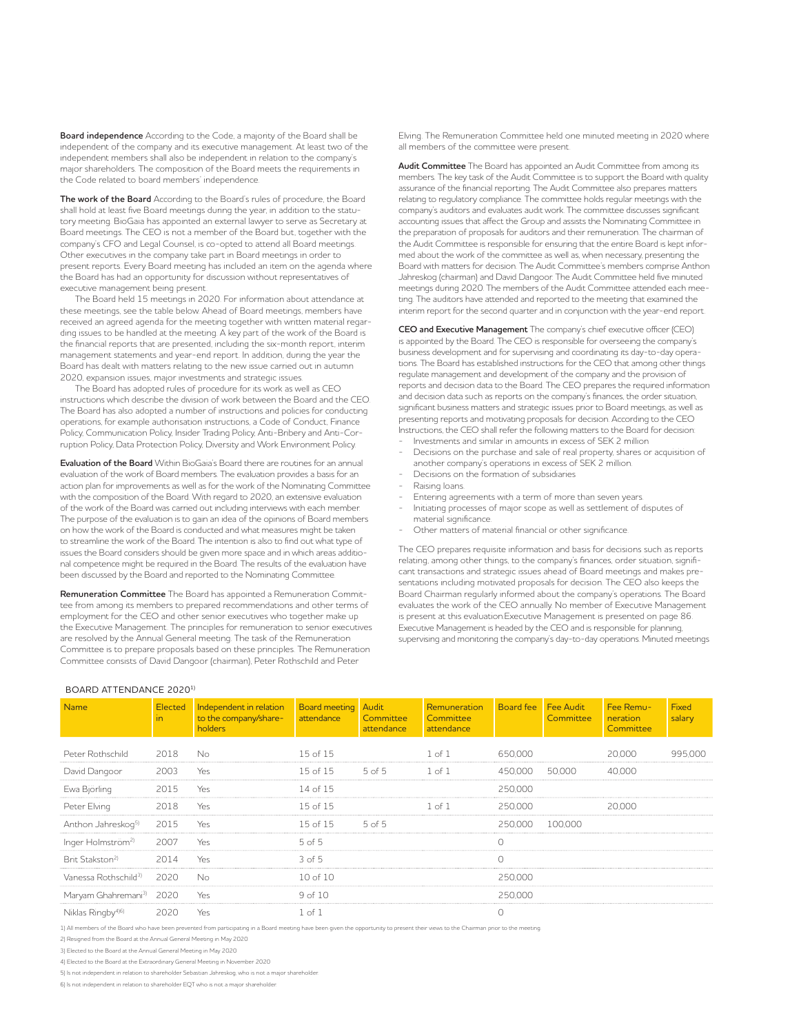**Board independence** According to the Code, a majority of the Board shall be independent of the company and its executive management. At least two of the independent members shall also be independent in relation to the company's major shareholders. The composition of the Board meets the requirements in the Code related to board members' independence.

**The work of the Board** According to the Board's rules of procedure, the Board shall hold at least five Board meetings during the year, in addition to the statutory meeting. BioGaia has appointed an external lawyer to serve as Secretary at Board meetings. The CEO is not a member of the Board but, together with the company's CFO and Legal Counsel, is co-opted to attend all Board meetings. Other executives in the company take part in Board meetings in order to present reports. Every Board meeting has included an item on the agenda where the Board has had an opportunity for discussion without representatives of executive management being present.

The Board held 15 meetings in 2020. For information about attendance at these meetings, see the table below. Ahead of Board meetings, members have received an agreed agenda for the meeting together with written material regarding issues to be handled at the meeting. A key part of the work of the Board is the financial reports that are presented, including the six-month report, interim management statements and year-end report. In addition, during the year the Board has dealt with matters relating to the new issue carried out in autumn 2020, expansion issues, major investments and strategic issues.

The Board has adopted rules of procedure for its work as well as CEO instructions which describe the division of work between the Board and the CEO. The Board has also adopted a number of instructions and policies for conducting operations, for example authorisation instructions, a Code of Conduct, Finance Policy, Communication Policy, Insider Trading Policy, Anti-Bribery and Anti-Corruption Policy, Data Protection Policy, Diversity and Work Environment Policy.

**Evaluation of the Board** Within BioGaia's Board there are routines for an annual evaluation of the work of Board members. The evaluation provides a basis for an action plan for improvements as well as for the work of the Nominating Committee with the composition of the Board. With regard to 2020, an extensive evaluation of the work of the Board was carried out including interviews with each member. The purpose of the evaluation is to gain an idea of the opinions of Board members on how the work of the Board is conducted and what measures might be taken to streamline the work of the Board. The intention is also to find out what type of issues the Board considers should be given more space and in which areas additional competence might be required in the Board. The results of the evaluation have been discussed by the Board and reported to the Nominating Committee.

**Remuneration Committee** The Board has appointed a Remuneration Committee from among its members to prepared recommendations and other terms of employment for the CEO and other senior executives who together make up the Executive Management. The principles for remuneration to senior executives are resolved by the Annual General meeting. The task of the Remuneration Committee is to prepare proposals based on these principles. The Remuneration Committee consists of David Dangoor (chairman), Peter Rothschild and Peter Elving. The Remuneration Committee held one minuted meeting in 2020 where all members of the committee were present.

**Audit Committee** The Board has appointed an Audit Committee from among its members. The key task of the Audit Committee is to support the Board with quality assurance of the financial reporting. The Audit Committee also prepares matters relating to regulatory compliance. The committee holds regular meetings with the company's auditors and evaluates audit work. The committee discusses significant accounting issues that affect the Group and assists the Nominating Committee in the preparation of proposals for auditors and their remuneration. The chairman of the Audit Committee is responsible for ensuring that the entire Board is kept informed about the work of the committee as well as, when necessary, presenting the Board with matters for decision. The Audit Committee's members comprise Anthon Jahreskog (chairman) and David Dangoor. The Audit Committee held five minuted meetings during 2020. The members of the Audit Committee attended each meeting. The auditors have attended and reported to the meeting that examined the interim report for the second quarter and in conjunction with the year-end report.

**CEO and Executive Management** The company's chief executive officer (CEO) is appointed by the Board. The CEO is responsible for overseeing the company's business development and for supervising and coordinating its day-to-day operations. The Board has established instructions for the CEO that among other things regulate management and development of the company and the provision of reports and decision data to the Board. The CEO prepares the required information and decision data such as reports on the company's finances, the order situation, significant business matters and strategic issues prior to Board meetings, as well as presenting reports and motivating proposals for decision. According to the CEO Instructions, the CEO shall refer the following matters to the Board for decision:

- Investments and similar in amounts in excess of SEK 2 million
- Decisions on the purchase and sale of real property, shares or acquisition of another company's operations in excess of SEK 2 million.
- Decisions on the formation of subsidiaries
- Raising loans.
- Entering agreements with a term of more than seven years.
- Initiating processes of major scope as well as settlement of disputes of material significance.
- Other matters of material financial or other significance.

The CEO prepares requisite information and basis for decisions such as reports relating, among other things, to the company's finances, order situation, significant transactions and strategic issues ahead of Board meetings and makes presentations including motivated proposals for decision. The CEO also keeps the Board Chairman regularly informed about the company's operations. The Board evaluates the work of the CEO annually. No member of Executive Management is present at this evaluation.Executive Management is presented on page 86. Executive Management is headed by the CEO and is responsible for planning, supervising and monitoring the company's day-to-day operations. Minuted meetings

BOARD ATTENDANCE 2020[1)]

| Name | Elected in | Independent in relation to the company/shareholders | Board meeting attendance | Audit Committee attendance | Remuneration Committee attendance | Board fee | Fee Audit Committee | Fee Remuneration Committee | Fixed salary |
|---|---|---|---|---|---|---|---|---|---|
| Peter Rothschild | 2018 | No | 15 of 15 | | 1 of 1 | 650,000 | | 20,000 | 995,000 |
| David Dangoor | 2003 | Yes | 15 of 15 | 5 of 5 | 1 of 1 | 450,000 | 50,000 | 40,000 | |
| Ewa Bjorling | 2015 | Yes | 14 of 15 | | | 250,000 | | | |
| Peter Elving | 2018 | Yes | 15 of 15 | | 1 of 1 | 250,000 | | 20,000 | |
| Anthon Jahreskog[5)] | 2015 | Yes | 15 of 15 | 5 of 5 | | 250,000 | 100,000 | | |
| Inger Holmström[2)] | 2007 | Yes | 5 of 5 | | | 0 | | | |
| Brit Stakston[2)] | 2014 | Yes | 3 of 5 | | | 0 | | | |
| Vanessa Rothschild[3)] | 2020 | No | 10 of 10 | | | 250,000 | | | |
| Maryam Ghahremani[3)] | 2020 | Yes | 9 of 10 | | | 250,000 | | | |
| Niklas Ringby[4)6)] | 2020 | Yes | 1 of 1 | | | 0 | | | |

1) All members of the Board who have been prevented from participating in a Board meeting have been given the opportunity to present their views to the Chairman prior to the meeting.

2) Resigned from the Board at the Annual General Meeting in May 2020

3) Elected to the Board at the Annual General Meeting in May 2020

4) Elected to the Board at the Extraordinary General Meeting in November 2020

5) Is not independent in relation to shareholder Sebastian Jahreskog, who is not a major shareholder.

6) Is not independent in relation to shareholder EQT who is not a major shareholder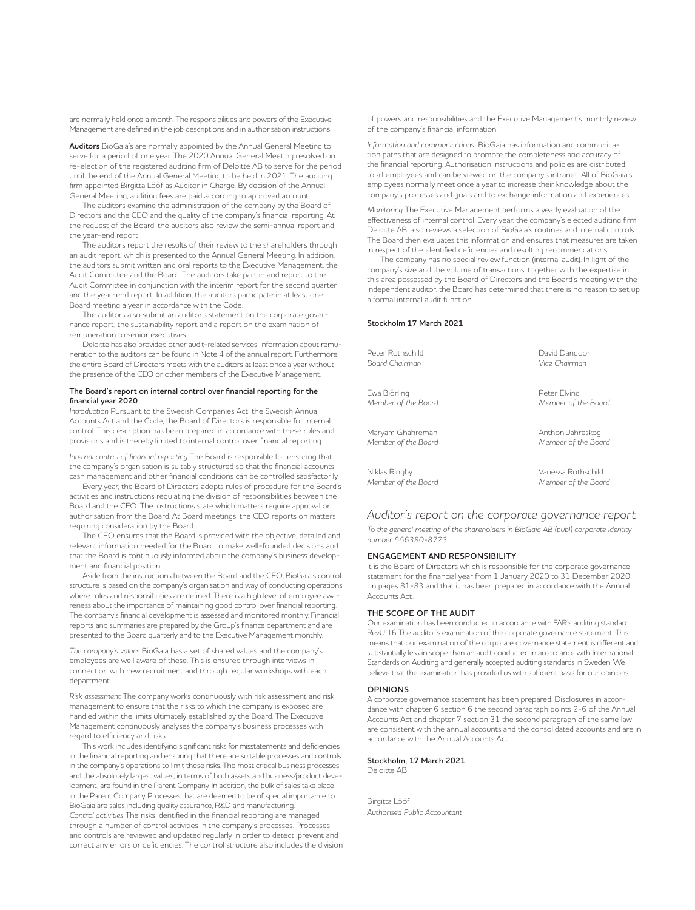are normally held once a month. The responsibilities and powers of the Executive Management are defined in the job descriptions and in authorisation instructions.

**Auditors** BioGaia's are normally appointed by the Annual General Meeting to serve for a period of one year. The 2020 Annual General Meeting resolved on re-election of the registered auditing firm of Deloitte AB to serve for the period until the end of the Annual General Meeting to be held in 2021. The auditing firm appointed Birgitta Loof as Auditor in Charge. By decision of the Annual General Meeting, auditing fees are paid according to approved account.

The auditors examine the administration of the company by the Board of Directors and the CEO and the quality of the company's financial reporting. At the request of the Board, the auditors also review the semi-annual report and the year-end report.

The auditors report the results of their review to the shareholders through an audit report, which is presented to the Annual General Meeting. In addition, the auditors submit written and oral reports to the Executive Management, the Audit Committee and the Board. The auditors take part in and report to the Audit Committee in conjunction with the interim report for the second quarter and the year-end report. In addition, the auditors participate in at least one Board meeting a year in accordance with the Code.

The auditors also submit an auditor's statement on the corporate governance report, the sustainability report and a report on the examination of remuneration to senior executives.

Deloitte has also provided other audit-related services. Information about remuneration to the auditors can be found in Note 4 of the annual report. Furthermore, the entire Board of Directors meets with the auditors at least once a year without the presence of the CEO or other members of the Executive Management.

#### The Board's report on internal control over financial reporting for the financial year 2020

*Introduction* Pursuant to the Swedish Companies Act, the Swedish Annual Accounts Act and the Code, the Board of Directors is responsible for internal control. This description has been prepared in accordance with these rules and provisions and is thereby limited to internal control over financial reporting.

*Internal control of financial reporting* The Board is responsible for ensuring that the company's organisation is suitably structured so that the financial accounts, cash management and other financial conditions can be controlled satisfactorily.

Every year, the Board of Directors adopts rules of procedure for the Board's activities and instructions regulating the division of responsibilities between the Board and the CEO. The instructions state which matters require approval or authorisation from the Board. At Board meetings, the CEO reports on matters requiring consideration by the Board.

The CEO ensures that the Board is provided with the objective, detailed and relevant information needed for the Board to make well-founded decisions and that the Board is continuously informed about the company's business development and financial position.

Aside from the instructions between the Board and the CEO, BioGaia's control structure is based on the company's organisation and way of conducting operations, where roles and responsibilities are defined. There is a high level of employee awareness about the importance of maintaining good control over financial reporting. The company's financial development is assessed and monitored monthly. Financial reports and summaries are prepared by the Group's finance department and are presented to the Board quarterly and to the Executive Management monthly.

*The company's values* BioGaia has a set of shared values and the company's employees are well aware of these. This is ensured through interviews in connection with new recruitment and through regular workshops with each department.

*Risk assessment* The company works continuously with risk assessment and risk management to ensure that the risks to which the company is exposed are handled within the limits ultimately established by the Board. The Executive Management continuously analyses the company's business processes with regard to efficiency and risks.

This work includes identifying significant risks for misstatements and deficiencies in the financial reporting and ensuring that there are suitable processes and controls in the company's operations to limit these risks. The most critical business processes and the absolutely largest values, in terms of both assets and business/product development, are found in the Parent Company. In addition, the bulk of sales take place in the Parent Company. Processes that are deemed to be of special importance to BioGaia are sales including quality assurance, R&D and manufacturing.

*Control activities* The risks identified in the financial reporting are managed through a number of control activities in the company's processes. Processes and controls are reviewed and updated regularly in order to detect, prevent and correct any errors or deficiencies. The control structure also includes the division of powers and responsibilities and the Executive Management's monthly review of the company's financial information.

*Information and communications* BioGaia has information and communication paths that are designed to promote the completeness and accuracy of the financial reporting. Authorisation instructions and policies are distributed to all employees and can be viewed on the company's intranet. All of BioGaia's employees normally meet once a year to increase their knowledge about the company's processes and goals and to exchange information and experiences.

*Monitoring* The Executive Management performs a yearly evaluation of the effectiveness of internal control. Every year, the company's elected auditing firm, Deloitte AB, also reviews a selection of BioGaia's routines and internal controls. The Board then evaluates this information and ensures that measures are taken in respect of the identified deficiencies and resulting recommendations.

The company has no special review function (internal audit). In light of the company's size and the volume of transactions, together with the expertise in this area possessed by the Board of Directors and the Board's meeting with the independent auditor, the Board has determined that there is no reason to set up a formal internal audit function.

**Stockholm 17 March 2021**

Peter Rothschild
*Board Chairman*

David Dangoor
*Vice Chairman*

Ewa Björling
*Member of the Board*

Peter Elving
*Member of the Board*

Maryam Ghahremani
*Member of the Board*

Anthon Jahreskog
*Member of the Board*

Niklas Ringby
*Member of the Board*

Vanessa Rothschild
*Member of the Board*

## *Auditor's report on the corporate governance report*

*To the general meeting of the shareholders in BioGaia AB (publ) corporate identity number 556380-8723*

#### ENGAGEMENT AND RESPONSIBILITY

It is the Board of Directors which is responsible for the corporate governance statement for the financial year from 1 January 2020 to 31 December 2020 on pages 81–83 and that it has been prepared in accordance with the Annual Accounts Act.

#### THE SCOPE OF THE AUDIT

Our examination has been conducted in accordance with FAR's auditing standard RevU 16 The auditor's examination of the corporate governance statement. This means that our examination of the corporate governance statement is different and substantially less in scope than an audit conducted in accordance with International Standards on Auditing and generally accepted auditing standards in Sweden. We believe that the examination has provided us with sufficient basis for our opinions.

#### OPINIONS

A corporate governance statement has been prepared. Disclosures in accordance with chapter 6 section 6 the second paragraph points 2-6 of the Annual Accounts Act and chapter 7 section 31 the second paragraph of the same law are consistent with the annual accounts and the consolidated accounts and are in accordance with the Annual Accounts Act.

**Stockholm, 17 March 2021**
Deloitte AB

Birgitta Loof
*Authorised Public Accountant*